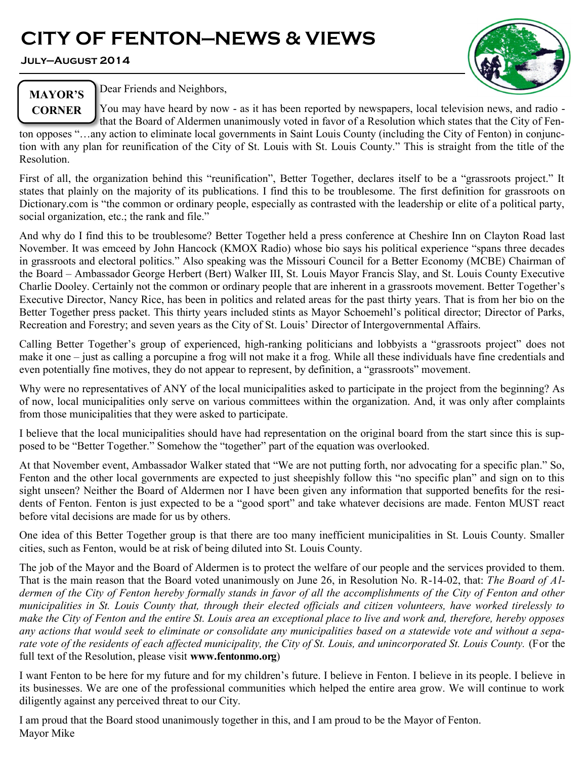# CITY OF FENTON—NEWS & VIEWS

**July—August 2014**

## MAYOR'S CORNER

Dear Friends and Neighbors,

You may have heard by now - as it has been reported by newspapers, local television news, and radio - that the Board of Aldermen unanimously voted in favor of a Resolution which states that the City of Fenton opposes "…any action to eliminate local governments in Saint Louis County (including the City of Fenton) in conjunction with any plan for reunification of the City of St. Louis with St. Louis County." This is straight from the title of the Resolution.

First of all, the organization behind this "reunification", Better Together, declares itself to be a "grassroots project." It states that plainly on the majority of its publications. I find this to be troublesome. The first definition for grassroots on Dictionary.com is "the common or ordinary people, especially as contrasted with the leadership or elite of a political party, social organization, etc.; the rank and file."

And why do I find this to be troublesome? Better Together held a press conference at Cheshire Inn on Clayton Road last November. It was emceed by John Hancock (KMOX Radio) whose bio says his political experience "spans three decades in grassroots and electoral politics." Also speaking was the Missouri Council for a Better Economy (MCBE) Chairman of the Board – Ambassador George Herbert (Bert) Walker III, St. Louis Mayor Francis Slay, and St. Louis County Executive Charlie Dooley. Certainly not the common or ordinary people that are inherent in a grassroots movement. Better Together's Executive Director, Nancy Rice, has been in politics and related areas for the past thirty years. That is from her bio on the Better Together press packet. This thirty years included stints as Mayor Schoemehl's political director; Director of Parks, Recreation and Forestry; and seven years as the City of St. Louis' Director of Intergovernmental Affairs.

Calling Better Together's group of experienced, high-ranking politicians and lobbyists a "grassroots project" does not make it one – just as calling a porcupine a frog will not make it a frog. While all these individuals have fine credentials and even potentially fine motives, they do not appear to represent, by definition, a "grassroots" movement.

Why were no representatives of ANY of the local municipalities asked to participate in the project from the beginning? As of now, local municipalities only serve on various committees within the organization. And, it was only after complaints from those municipalities that they were asked to participate.

I believe that the local municipalities should have had representation on the original board from the start since this is supposed to be "Better Together." Somehow the "together" part of the equation was overlooked.

At that November event, Ambassador Walker stated that "We are not putting forth, nor advocating for a specific plan." So, Fenton and the other local governments are expected to just sheepishly follow this "no specific plan" and sign on to this sight unseen? Neither the Board of Aldermen nor I have been given any information that supported benefits for the residents of Fenton. Fenton is just expected to be a "good sport" and take whatever decisions are made. Fenton MUST react before vital decisions are made for us by others.

One idea of this Better Together group is that there are too many inefficient municipalities in St. Louis County. Smaller cities, such as Fenton, would be at risk of being diluted into St. Louis County.

The job of the Mayor and the Board of Aldermen is to protect the welfare of our people and the services provided to them. That is the main reason that the Board voted unanimously on June 26, in Resolution No. R-14-02, that: *The Board of Aldermen of the City of Fenton hereby formally stands in favor of all the accomplishments of the City of Fenton and other municipalities in St. Louis County that, through their elected officials and citizen volunteers, have worked tirelessly to make the City of Fenton and the entire St. Louis area an exceptional place to live and work and, therefore, hereby opposes any actions that would seek to eliminate or consolidate any municipalities based on a statewide vote and without a separate vote of the residents of each affected municipality, the City of St. Louis, and unincorporated St. Louis County.* (For the full text of the Resolution, please visit **www.fentonmo.org**)

I want Fenton to be here for my future and for my children's future. I believe in Fenton. I believe in its people. I believe in its businesses. We are one of the professional communities which helped the entire area grow. We will continue to work diligently against any perceived threat to our City.

I am proud that the Board stood unanimously together in this, and I am proud to be the Mayor of Fenton.
Mayor Mike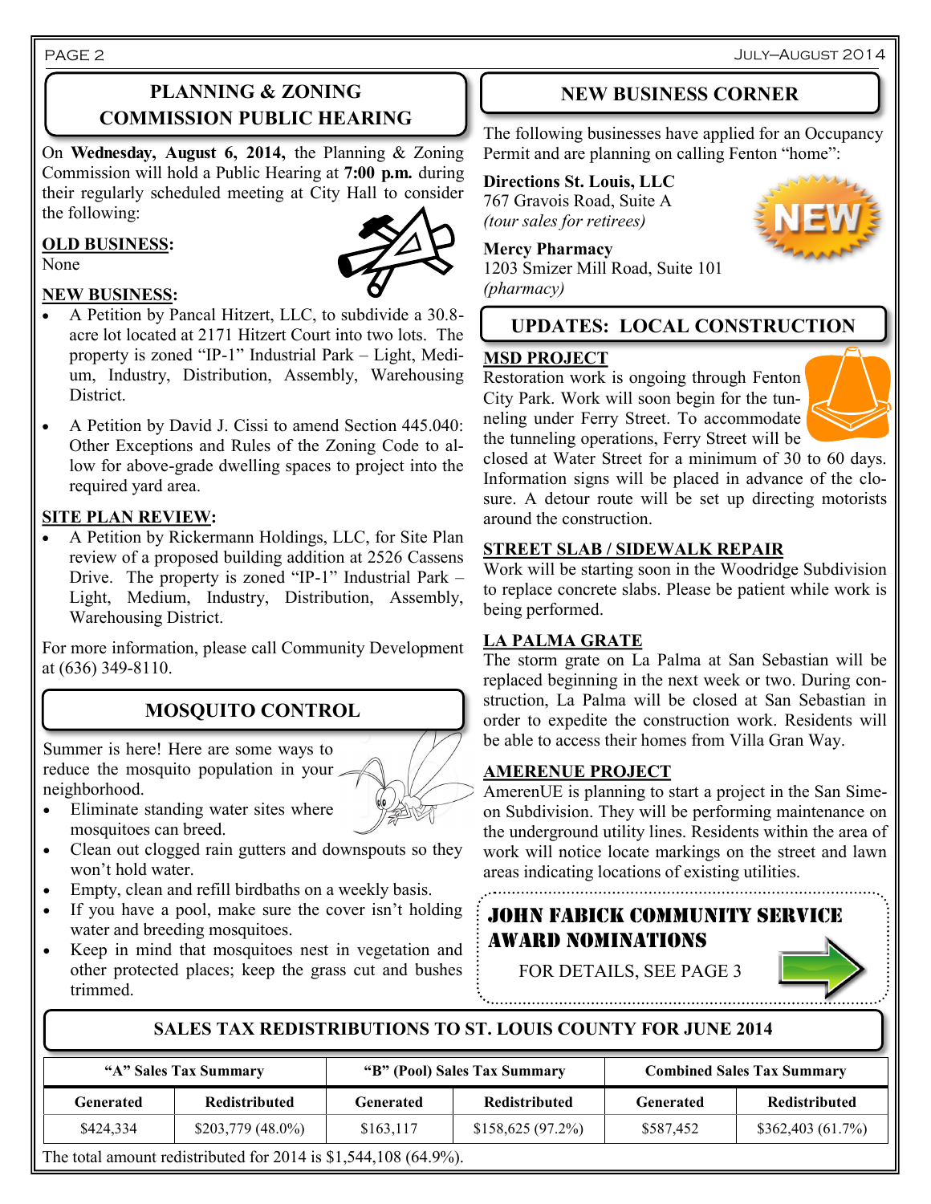## PLANNING & ZONING COMMISSION PUBLIC HEARING

On **Wednesday, August 6, 2014,** the Planning & Zoning Commission will hold a Public Hearing at **7:00 p.m.** during their regularly scheduled meeting at City Hall to consider the following:

**OLD BUSINESS:**
None

**NEW BUSINESS:**

- A Petition by Pancal Hitzert, LLC, to subdivide a 30.8-acre lot located at 2171 Hitzert Court into two lots. The property is zoned "IP-1" Industrial Park – Light, Medium, Industry, Distribution, Assembly, Warehousing District.
- A Petition by David J. Cissi to amend Section 445.040: Other Exceptions and Rules of the Zoning Code to allow for above-grade dwelling spaces to project into the required yard area.

**SITE PLAN REVIEW:**

- A Petition by Rickermann Holdings, LLC, for Site Plan review of a proposed building addition at 2526 Cassens Drive. The property is zoned "IP-1" Industrial Park – Light, Medium, Industry, Distribution, Assembly, Warehousing District.

For more information, please call Community Development at (636) 349-8110.

## MOSQUITO CONTROL

Summer is here! Here are some ways to reduce the mosquito population in your neighborhood.

- Eliminate standing water sites where mosquitoes can breed.
- Clean out clogged rain gutters and downspouts so they won't hold water.
- Empty, clean and refill birdbaths on a weekly basis.
- If you have a pool, make sure the cover isn't holding water and breeding mosquitoes.
- Keep in mind that mosquitoes nest in vegetation and other protected places; keep the grass cut and bushes trimmed.

## NEW BUSINESS CORNER

The following businesses have applied for an Occupancy Permit and are planning on calling Fenton "home":

**Directions St. Louis, LLC**
767 Gravois Road, Suite A
*(tour sales for retirees)*

**Mercy Pharmacy**
1203 Smizer Mill Road, Suite 101
*(pharmacy)*

## UPDATES: LOCAL CONSTRUCTION

**MSD PROJECT**

Restoration work is ongoing through Fenton City Park. Work will soon begin for the tunneling under Ferry Street. To accommodate the tunneling operations, Ferry Street will be closed at Water Street for a minimum of 30 to 60 days. Information signs will be placed in advance of the closure. A detour route will be set up directing motorists around the construction.

**STREET SLAB / SIDEWALK REPAIR**

Work will be starting soon in the Woodridge Subdivision to replace concrete slabs. Please be patient while work is being performed.

**LA PALMA GRATE**

The storm grate on La Palma at San Sebastian will be replaced beginning in the next week or two. During construction, La Palma will be closed at San Sebastian in order to expedite the construction work. Residents will be able to access their homes from Villa Gran Way.

**AMERENUE PROJECT**

AmerenUE is planning to start a project in the San Simeon Subdivision. They will be performing maintenance on the underground utility lines. Residents within the area of work will notice locate markings on the street and lawn areas indicating locations of existing utilities.

### JOHN FABICK COMMUNITY SERVICE AWARD NOMINATIONS

FOR DETAILS, SEE PAGE 3

## SALES TAX REDISTRIBUTIONS TO ST. LOUIS COUNTY FOR JUNE 2014

| "A" Sales Tax Summary | | "B" (Pool) Sales Tax Summary | | Combined Sales Tax Summary | |
|---|---|---|---|---|---|
| Generated | Redistributed | Generated | Redistributed | Generated | Redistributed |
| $424,334 | $203,779 (48.0%) | $163,117 | $158,625 (97.2%) | $587,452 | $362,403 (61.7%) |

The total amount redistributed for 2014 is $1,544,108 (64.9%).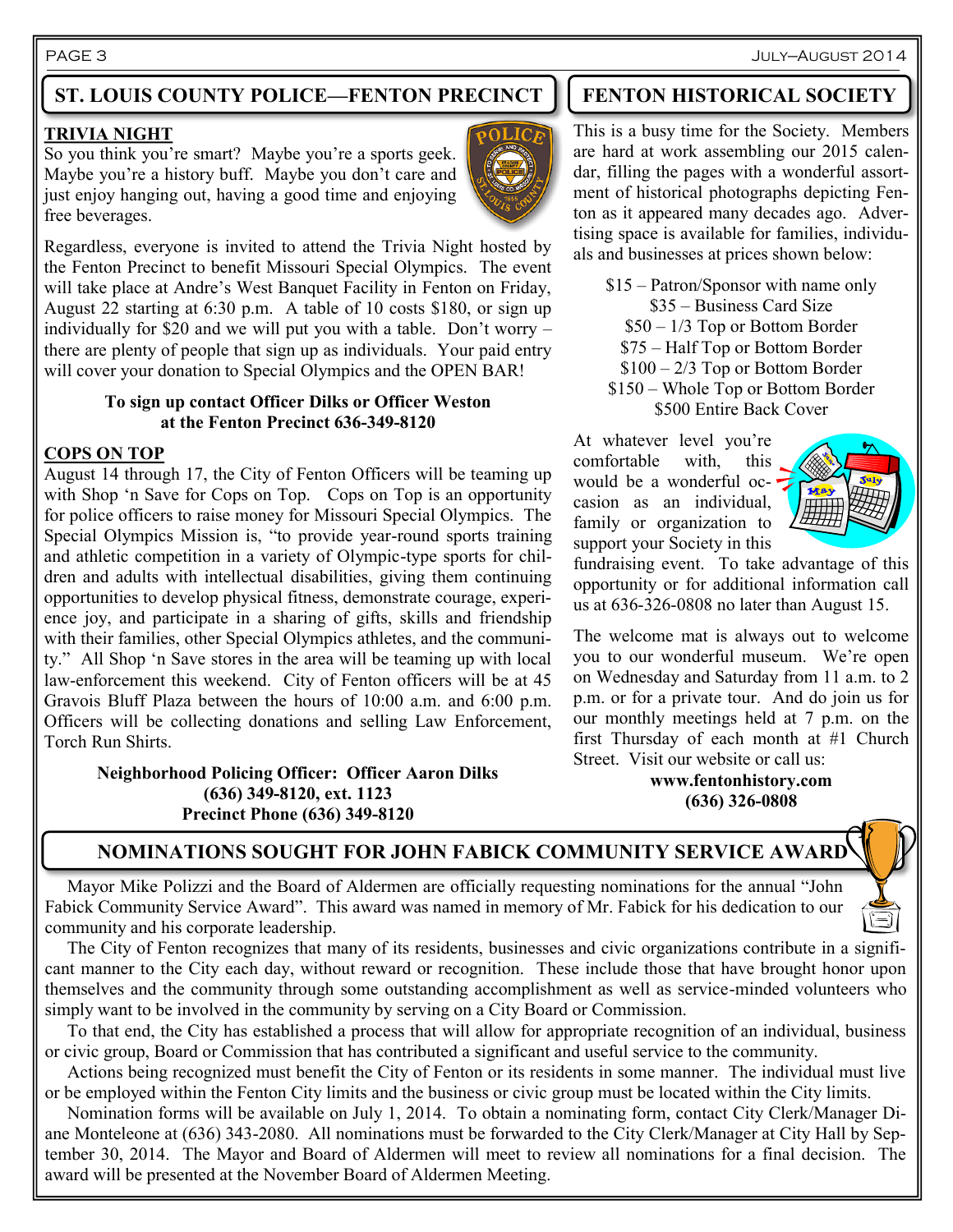## ST. LOUIS COUNTY POLICE—FENTON PRECINCT

### TRIVIA NIGHT

So you think you're smart? Maybe you're a sports geek. Maybe you're a history buff. Maybe you don't care and just enjoy hanging out, having a good time and enjoying free beverages.

Regardless, everyone is invited to attend the Trivia Night hosted by the Fenton Precinct to benefit Missouri Special Olympics. The event will take place at Andre's West Banquet Facility in Fenton on Friday, August 22 starting at 6:30 p.m. A table of 10 costs $180, or sign up individually for $20 and we will put you with a table. Don't worry – there are plenty of people that sign up as individuals. Your paid entry will cover your donation to Special Olympics and the OPEN BAR!

**To sign up contact Officer Dilks or Officer Weston at the Fenton Precinct 636-349-8120**

### COPS ON TOP

August 14 through 17, the City of Fenton Officers will be teaming up with Shop 'n Save for Cops on Top. Cops on Top is an opportunity for police officers to raise money for Missouri Special Olympics. The Special Olympics Mission is, "to provide year-round sports training and athletic competition in a variety of Olympic-type sports for children and adults with intellectual disabilities, giving them continuing opportunities to develop physical fitness, demonstrate courage, experience joy, and participate in a sharing of gifts, skills and friendship with their families, other Special Olympics athletes, and the community." All Shop 'n Save stores in the area will be teaming up with local law-enforcement this weekend. City of Fenton officers will be at 45 Gravois Bluff Plaza between the hours of 10:00 a.m. and 6:00 p.m. Officers will be collecting donations and selling Law Enforcement, Torch Run Shirts.

**Neighborhood Policing Officer: Officer Aaron Dilks**
**(636) 349-8120, ext. 1123**
**Precinct Phone (636) 349-8120**

## FENTON HISTORICAL SOCIETY

This is a busy time for the Society. Members are hard at work assembling our 2015 calendar, filling the pages with a wonderful assortment of historical photographs depicting Fenton as it appeared many decades ago. Advertising space is available for families, individuals and businesses at prices shown below:

$15 – Patron/Sponsor with name only
$35 – Business Card Size
$50 – 1/3 Top or Bottom Border
$75 – Half Top or Bottom Border
$100 – 2/3 Top or Bottom Border
$150 – Whole Top or Bottom Border
$500 Entire Back Cover

At whatever level you're comfortable with, this would be a wonderful occasion as an individual, family or organization to support your Society in this fundraising event. To take advantage of this opportunity or for additional information call us at 636-326-0808 no later than August 15.

The welcome mat is always out to welcome you to our wonderful museum. We're open on Wednesday and Saturday from 11 a.m. to 2 p.m. or for a private tour. And do join us for our monthly meetings held at 7 p.m. on the first Thursday of each month at #1 Church Street. Visit our website or call us:

**www.fentonhistory.com**
**(636) 326-0808**

## NOMINATIONS SOUGHT FOR JOHN FABICK COMMUNITY SERVICE AWARD

Mayor Mike Polizzi and the Board of Aldermen are officially requesting nominations for the annual "John Fabick Community Service Award". This award was named in memory of Mr. Fabick for his dedication to our community and his corporate leadership.

The City of Fenton recognizes that many of its residents, businesses and civic organizations contribute in a significant manner to the City each day, without reward or recognition. These include those that have brought honor upon themselves and the community through some outstanding accomplishment as well as service-minded volunteers who simply want to be involved in the community by serving on a City Board or Commission.

To that end, the City has established a process that will allow for appropriate recognition of an individual, business or civic group, Board or Commission that has contributed a significant and useful service to the community.

Actions being recognized must benefit the City of Fenton or its residents in some manner. The individual must live or be employed within the Fenton City limits and the business or civic group must be located within the City limits.

Nomination forms will be available on July 1, 2014. To obtain a nominating form, contact City Clerk/Manager Diane Monteleone at (636) 343-2080. All nominations must be forwarded to the City Clerk/Manager at City Hall by September 30, 2014. The Mayor and Board of Aldermen will meet to review all nominations for a final decision. The award will be presented at the November Board of Aldermen Meeting.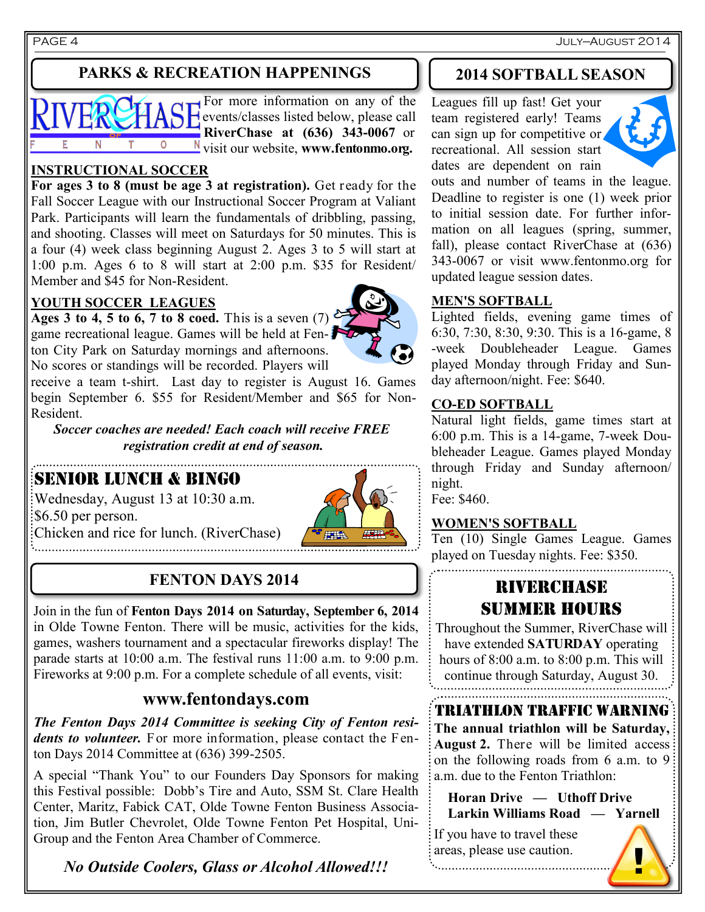## PARKS & RECREATION HAPPENINGS

For more information on any of the events/classes listed below, please call **RiverChase at (636) 343-0067** or visit our website, **www.fentonmo.org.**

### INSTRUCTIONAL SOCCER

**For ages 3 to 8 (must be age 3 at registration).** Get ready for the Fall Soccer League with our Instructional Soccer Program at Valiant Park. Participants will learn the fundamentals of dribbling, passing, and shooting. Classes will meet on Saturdays for 50 minutes. This is a four (4) week class beginning August 2. Ages 3 to 5 will start at 1:00 p.m. Ages 6 to 8 will start at 2:00 p.m. $35 for Resident/Member and $45 for Non-Resident.

### YOUTH SOCCER LEAGUES

**Ages 3 to 4, 5 to 6, 7 to 8 coed.** This is a seven (7) game recreational league. Games will be held at Fenton City Park on Saturday mornings and afternoons. No scores or standings will be recorded. Players will receive a team t-shirt. Last day to register is August 16. Games begin September 6. $55 for Resident/Member and $65 for Non-Resident.

***Soccer coaches are needed! Each coach will receive FREE registration credit at end of season.***

## SENIOR LUNCH & BINGO

Wednesday, August 13 at 10:30 a.m.
$6.50 per person.
Chicken and rice for lunch. (RiverChase)

## FENTON DAYS 2014

Join in the fun of **Fenton Days 2014 on Saturday, September 6, 2014** in Olde Towne Fenton. There will be music, activities for the kids, games, washers tournament and a spectacular fireworks display! The parade starts at 10:00 a.m. The festival runs 11:00 a.m. to 9:00 p.m. Fireworks at 9:00 p.m. For a complete schedule of all events, visit:

**www.fentondays.com**

***The Fenton Days 2014 Committee is seeking City of Fenton residents to volunteer.*** For more information, please contact the Fenton Days 2014 Committee at (636) 399-2505.

A special "Thank You" to our Founders Day Sponsors for making this Festival possible: Dobb's Tire and Auto, SSM St. Clare Health Center, Maritz, Fabick CAT, Olde Towne Fenton Business Association, Jim Butler Chevrolet, Olde Towne Fenton Pet Hospital, UniGroup and the Fenton Area Chamber of Commerce.

***No Outside Coolers, Glass or Alcohol Allowed!!!***

## 2014 SOFTBALL SEASON

Leagues fill up fast! Get your team registered early! Teams can sign up for competitive or recreational. All session start dates are dependent on rain outs and number of teams in the league. Deadline to register is one (1) week prior to initial session date. For further information on all leagues (spring, summer, fall), please contact RiverChase at (636) 343-0067 or visit www.fentonmo.org for updated league session dates.

### MEN'S SOFTBALL

Lighted fields, evening game times of 6:30, 7:30, 8:30, 9:30. This is a 16-game, 8-week Doubleheader League. Games played Monday through Friday and Sunday afternoon/night. Fee: $640.

### CO-ED SOFTBALL

Natural light fields, game times start at 6:00 p.m. This is a 14-game, 7-week Doubleheader League. Games played Monday through Friday and Sunday afternoon/night.
Fee: $460.

### WOMEN'S SOFTBALL

Ten (10) Single Games League. Games played on Tuesday nights. Fee: $350.

## RIVERCHASE SUMMER HOURS

Throughout the Summer, RiverChase will have extended **SATURDAY** operating hours of 8:00 a.m. to 8:00 p.m. This will continue through Saturday, August 30.

## TRIATHLON TRAFFIC WARNING

**The annual triathlon will be Saturday, August 2.** There will be limited access on the following roads from 6 a.m. to 9 a.m. due to the Fenton Triathlon:

**Horan Drive — Uthoff Drive**
**Larkin Williams Road — Yarnell**

If you have to travel these areas, please use caution.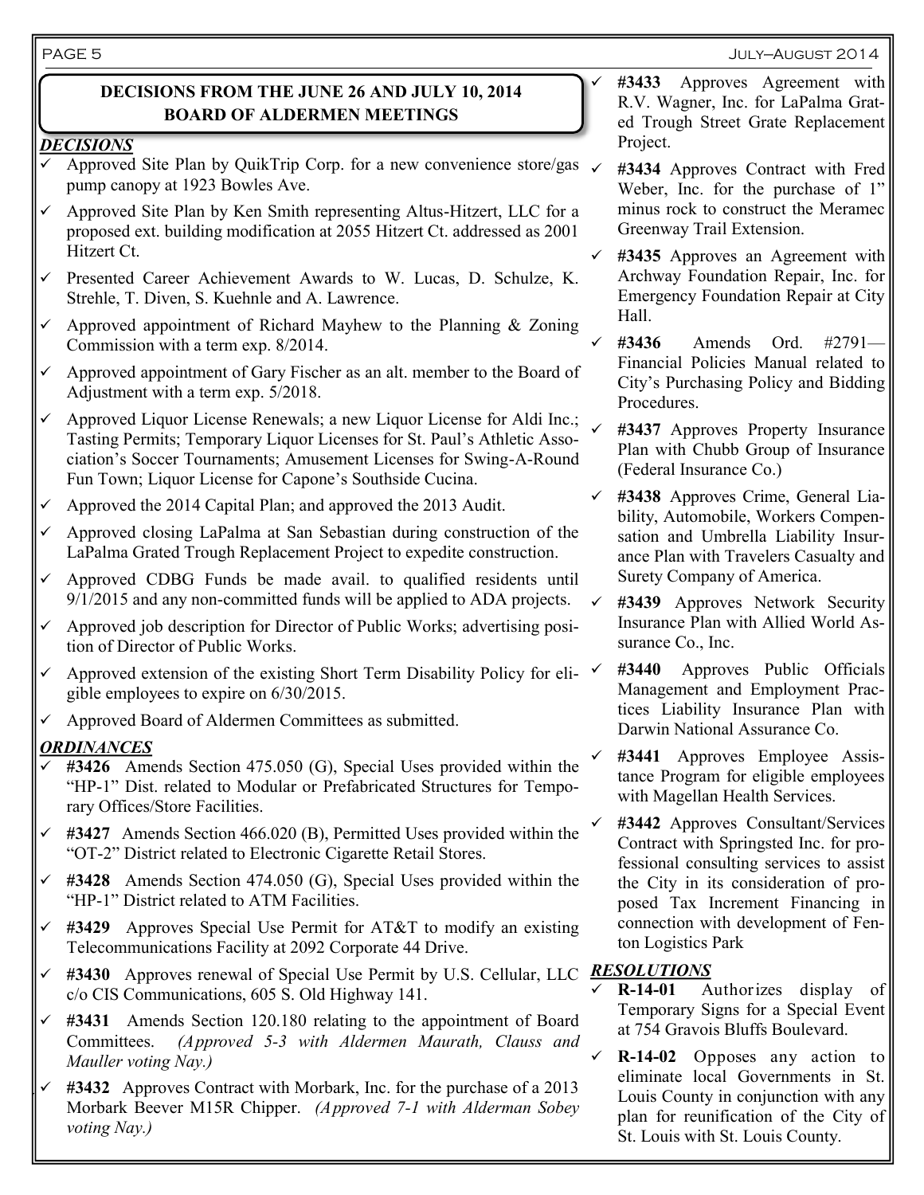## DECISIONS FROM THE JUNE 26 AND JULY 10, 2014 BOARD OF ALDERMEN MEETINGS

### *DECISIONS*

- ✓ Approved Site Plan by QuikTrip Corp. for a new convenience store/gas pump canopy at 1923 Bowles Ave.
- ✓ Approved Site Plan by Ken Smith representing Altus-Hitzert, LLC for a proposed ext. building modification at 2055 Hitzert Ct. addressed as 2001 Hitzert Ct.
- ✓ Presented Career Achievement Awards to W. Lucas, D. Schulze, K. Strehle, T. Diven, S. Kuehnle and A. Lawrence.
- ✓ Approved appointment of Richard Mayhew to the Planning & Zoning Commission with a term exp. 8/2014.
- ✓ Approved appointment of Gary Fischer as an alt. member to the Board of Adjustment with a term exp. 5/2018.
- ✓ Approved Liquor License Renewals; a new Liquor License for Aldi Inc.; Tasting Permits; Temporary Liquor Licenses for St. Paul's Athletic Association's Soccer Tournaments; Amusement Licenses for Swing-A-Round Fun Town; Liquor License for Capone's Southside Cucina.
- ✓ Approved the 2014 Capital Plan; and approved the 2013 Audit.
- ✓ Approved closing LaPalma at San Sebastian during construction of the LaPalma Grated Trough Replacement Project to expedite construction.
- ✓ Approved CDBG Funds be made avail. to qualified residents until 9/1/2015 and any non-committed funds will be applied to ADA projects.
- ✓ Approved job description for Director of Public Works; advertising position of Director of Public Works.
- ✓ Approved extension of the existing Short Term Disability Policy for eligible employees to expire on 6/30/2015.
- ✓ Approved Board of Aldermen Committees as submitted.

### *ORDINANCES*

- ✓ **#3426** Amends Section 475.050 (G), Special Uses provided within the "HP-1" Dist. related to Modular or Prefabricated Structures for Temporary Offices/Store Facilities.
- ✓ **#3427** Amends Section 466.020 (B), Permitted Uses provided within the "OT-2" District related to Electronic Cigarette Retail Stores.
- ✓ **#3428** Amends Section 474.050 (G), Special Uses provided within the "HP-1" District related to ATM Facilities.
- ✓ **#3429** Approves Special Use Permit for AT&T to modify an existing Telecommunications Facility at 2092 Corporate 44 Drive.
- ✓ **#3430** Approves renewal of Special Use Permit by U.S. Cellular, LLC c/o CIS Communications, 605 S. Old Highway 141.
- ✓ **#3431** Amends Section 120.180 relating to the appointment of Board Committees. *(Approved 5-3 with Aldermen Maurath, Clauss and Mauller voting Nay.)*
- ✓ **#3432** Approves Contract with Morbark, Inc. for the purchase of a 2013 Morbark Beever M15R Chipper. *(Approved 7-1 with Alderman Sobey voting Nay.)*
- ✓ **#3433** Approves Agreement with R.V. Wagner, Inc. for LaPalma Grated Trough Street Grate Replacement Project.
- ✓ **#3434** Approves Contract with Fred Weber, Inc. for the purchase of 1" minus rock to construct the Meramec Greenway Trail Extension.
- ✓ **#3435** Approves an Agreement with Archway Foundation Repair, Inc. for Emergency Foundation Repair at City Hall.
- ✓ **#3436** Amends Ord. #2791—Financial Policies Manual related to City's Purchasing Policy and Bidding Procedures.
- ✓ **#3437** Approves Property Insurance Plan with Chubb Group of Insurance (Federal Insurance Co.)
- ✓ **#3438** Approves Crime, General Liability, Automobile, Workers Compensation and Umbrella Liability Insurance Plan with Travelers Casualty and Surety Company of America.
- ✓ **#3439** Approves Network Security Insurance Plan with Allied World Assurance Co., Inc.
- ✓ **#3440** Approves Public Officials Management and Employment Practices Liability Insurance Plan with Darwin National Assurance Co.
- ✓ **#3441** Approves Employee Assistance Program for eligible employees with Magellan Health Services.
- ✓ **#3442** Approves Consultant/Services Contract with Springsted Inc. for professional consulting services to assist the City in its consideration of proposed Tax Increment Financing in connection with development of Fenton Logistics Park

### *RESOLUTIONS*

- ✓ **R-14-01** Authorizes display of Temporary Signs for a Special Event at 754 Gravois Bluffs Boulevard.
- ✓ **R-14-02** Opposes any action to eliminate local Governments in St. Louis County in conjunction with any plan for reunification of the City of St. Louis with St. Louis County.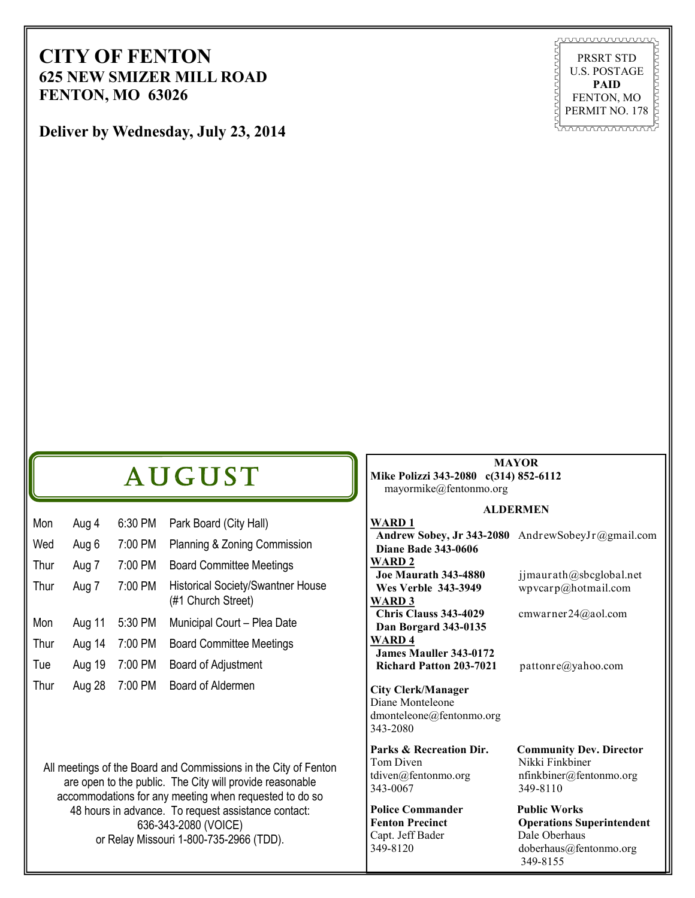# CITY OF FENTON
## 625 NEW SMIZER MILL ROAD
## FENTON, MO 63026

**Deliver by Wednesday, July 23, 2014**

PRSRT STD
U.S. POSTAGE
**PAID**
FENTON, MO
PERMIT NO. 178

## AUGUST

| | | | |
|---|---|---|---|
| Mon | Aug 4 | 6:30 PM | Park Board (City Hall) |
| Wed | Aug 6 | 7:00 PM | Planning & Zoning Commission |
| Thur | Aug 7 | 7:00 PM | Board Committee Meetings |
| Thur | Aug 7 | 7:00 PM | Historical Society/Swantner House (#1 Church Street) |
| Mon | Aug 11 | 5:30 PM | Municipal Court – Plea Date |
| Thur | Aug 14 | 7:00 PM | Board Committee Meetings |
| Tue | Aug 19 | 7:00 PM | Board of Adjustment |
| Thur | Aug 28 | 7:00 PM | Board of Aldermen |

All meetings of the Board and Commissions in the City of Fenton are open to the public. The City will provide reasonable accommodations for any meeting when requested to do so 48 hours in advance. To request assistance contact: 636-343-2080 (VOICE) or Relay Missouri 1-800-735-2966 (TDD).

**MAYOR**

**Mike Polizzi 343-2080 c(314) 852-6112**
mayormike@fentonmo.org

**ALDERMEN**

**WARD 1**
**Andrew Sobey, Jr 343-2080** AndrewSobeyJr@gmail.com
**Diane Bade 343-0606**

**WARD 2**
**Joe Maurath 343-4880** jjmaurath@sbcglobal.net
**Wes Verble 343-3949** wpvcarp@hotmail.com

**WARD 3**
**Chris Clauss 343-4029** cmwarner24@aol.com
**Dan Borgard 343-0135**

**WARD 4**
**James Mauller 343-0172**
**Richard Patton 203-7021** pattonre@yahoo.com

**City Clerk/Manager**
Diane Monteleone
dmonteleone@fentonmo.org
343-2080

**Parks & Recreation Dir.**
Tom Diven
tdiven@fentonmo.org
343-0067

**Community Dev. Director**
Nikki Finkbiner
nfinkbiner@fentonmo.org
349-8110

**Police Commander**
**Fenton Precinct**
Capt. Jeff Bader
349-8120

**Public Works**
**Operations Superintendent**
Dale Oberhaus
doberhaus@fentonmo.org
349-8155